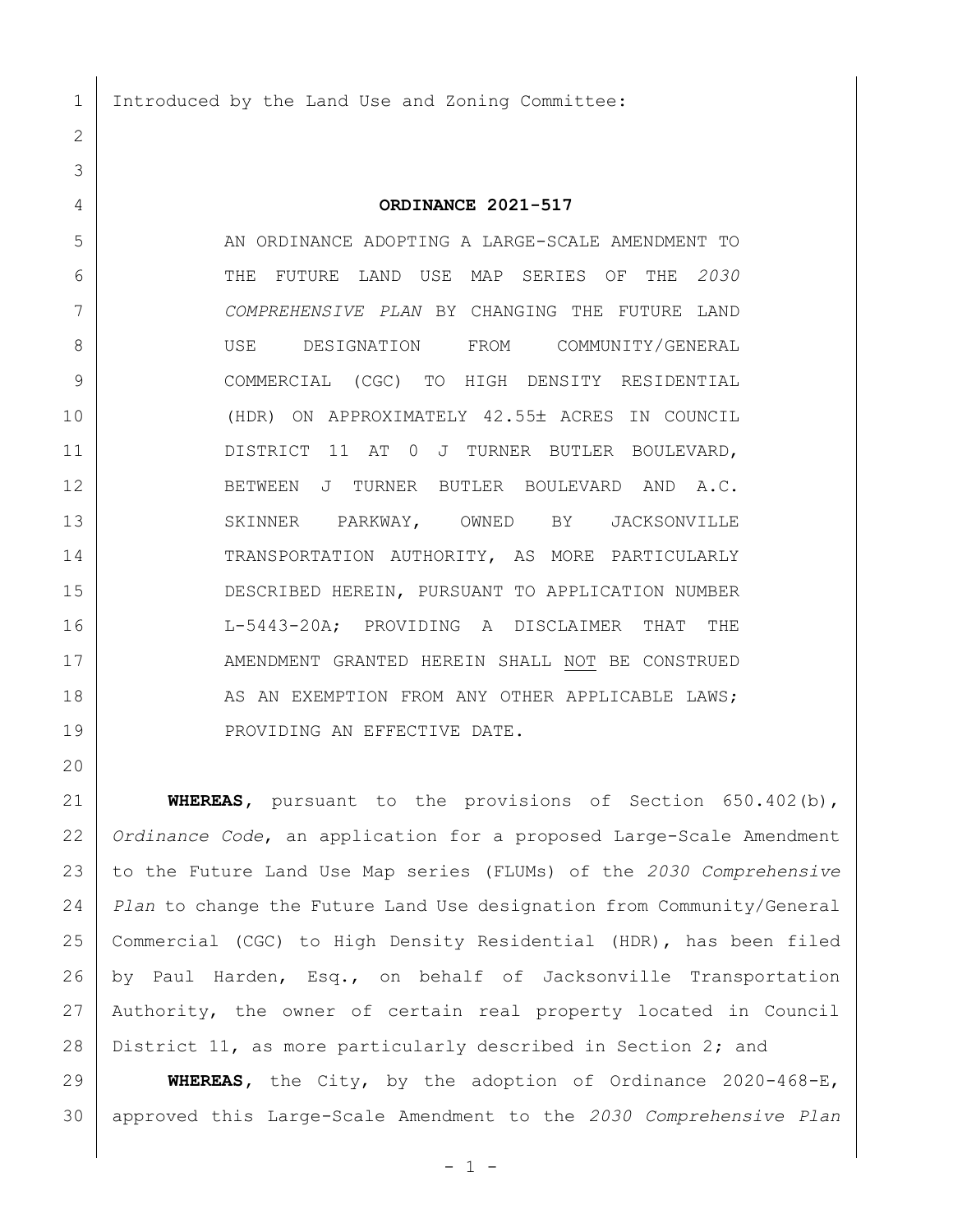Introduced by the Land Use and Zoning Committee:

**ORDINANCE 2021-517**

AN ORDINANCE ADOPTING A LARGE-SCALE AMENDMENT TO THE FUTURE LAND USE MAP SERIES OF THE *2030 COMPREHENSIVE PLAN* BY CHANGING THE FUTURE LAND USE DESIGNATION FROM COMMUNITY/GENERAL COMMERCIAL (CGC) TO HIGH DENSITY RESIDENTIAL (HDR) ON APPROXIMATELY 42.55± ACRES IN COUNCIL DISTRICT 11 AT 0 J TURNER BUTLER BOULEVARD, BETWEEN J TURNER BUTLER BOULEVARD AND A.C. SKINNER PARKWAY, OWNED BY JACKSONVILLE TRANSPORTATION AUTHORITY, AS MORE PARTICULARLY DESCRIBED HEREIN, PURSUANT TO APPLICATION NUMBER L-5443-20A; PROVIDING A DISCLAIMER THAT THE AMENDMENT GRANTED HEREIN SHALL NOT BE CONSTRUED AS AN EXEMPTION FROM ANY OTHER APPLICABLE LAWS; PROVIDING AN EFFECTIVE DATE.

**WHEREAS**, pursuant to the provisions of Section 650.402(b), *Ordinance Code*, an application for a proposed Large-Scale Amendment to the Future Land Use Map series (FLUMs) of the *2030 Comprehensive Plan* to change the Future Land Use designation from Community/General Commercial (CGC) to High Density Residential (HDR), has been filed by Paul Harden, Esq., on behalf of Jacksonville Transportation Authority, the owner of certain real property located in Council District 11, as more particularly described in Section 2; and

**WHEREAS**, the City, by the adoption of Ordinance 2020-468-E, approved this Large-Scale Amendment to the *2030 Comprehensive Plan*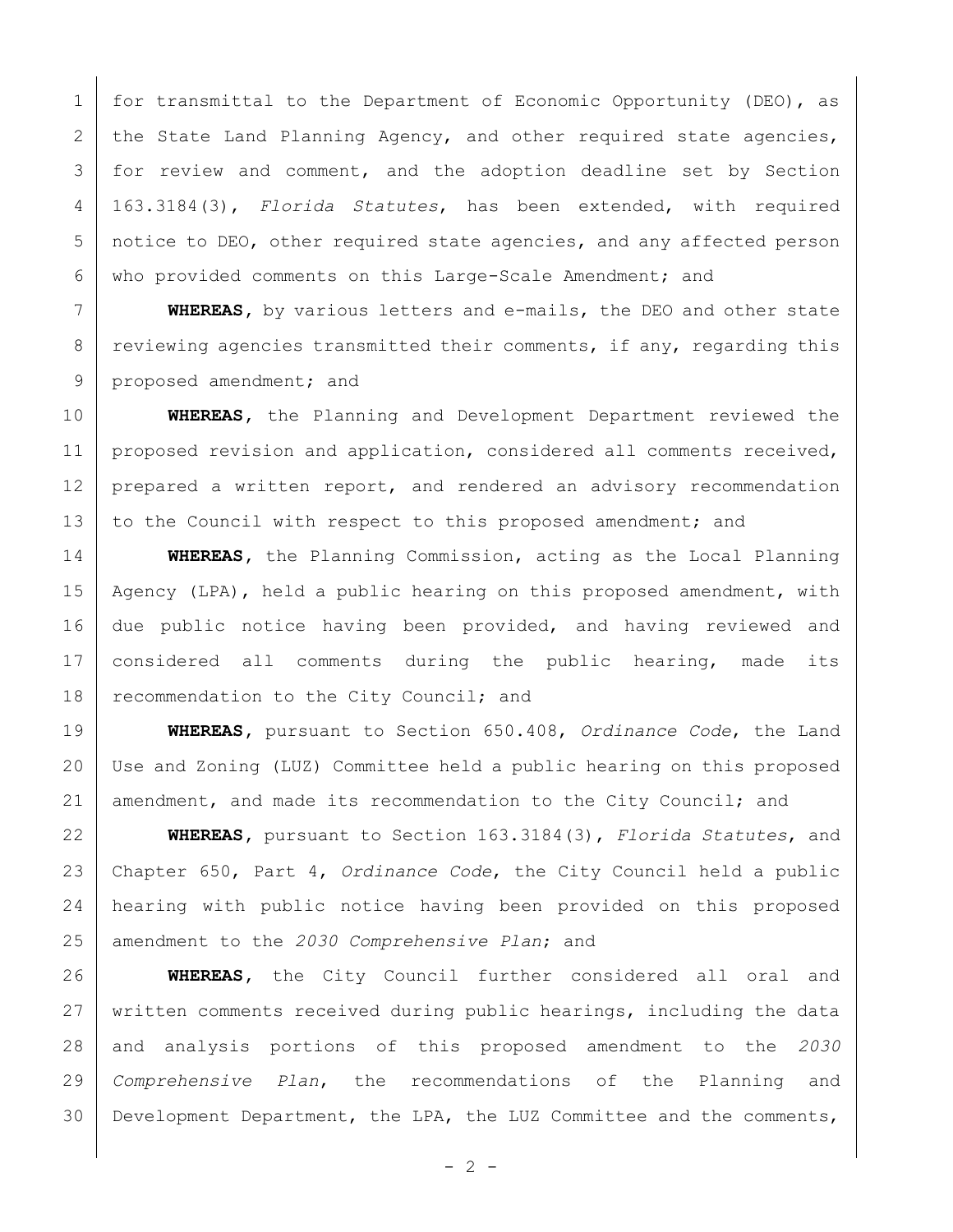for transmittal to the Department of Economic Opportunity (DEO), as the State Land Planning Agency, and other required state agencies, for review and comment, and the adoption deadline set by Section 163.3184(3), *Florida Statutes*, has been extended, with required notice to DEO, other required state agencies, and any affected person who provided comments on this Large-Scale Amendment; and

**WHEREAS**, by various letters and e-mails, the DEO and other state reviewing agencies transmitted their comments, if any, regarding this proposed amendment; and

**WHEREAS**, the Planning and Development Department reviewed the proposed revision and application, considered all comments received, prepared a written report, and rendered an advisory recommendation to the Council with respect to this proposed amendment; and

**WHEREAS**, the Planning Commission, acting as the Local Planning Agency (LPA), held a public hearing on this proposed amendment, with due public notice having been provided, and having reviewed and considered all comments during the public hearing, made its recommendation to the City Council; and

**WHEREAS**, pursuant to Section 650.408, *Ordinance Code*, the Land Use and Zoning (LUZ) Committee held a public hearing on this proposed amendment, and made its recommendation to the City Council; and

**WHEREAS**, pursuant to Section 163.3184(3), *Florida Statutes*, and Chapter 650, Part 4, *Ordinance Code*, the City Council held a public hearing with public notice having been provided on this proposed amendment to the *2030 Comprehensive Plan*; and

**WHEREAS**, the City Council further considered all oral and written comments received during public hearings, including the data and analysis portions of this proposed amendment to the *2030 Comprehensive Plan*, the recommendations of the Planning and Development Department, the LPA, the LUZ Committee and the comments,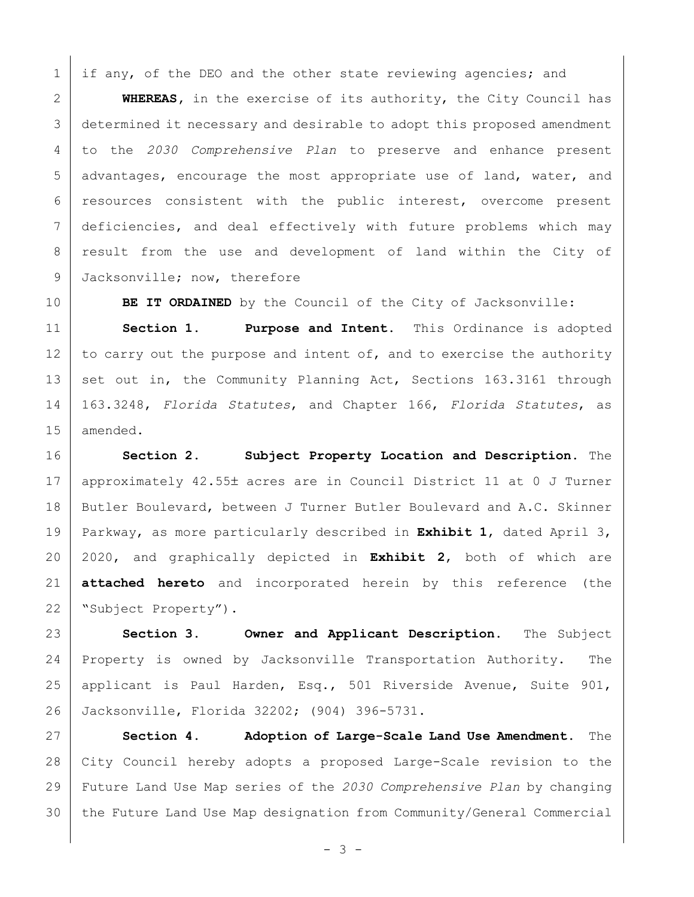if any, of the DEO and the other state reviewing agencies; and

**WHEREAS**, in the exercise of its authority, the City Council has determined it necessary and desirable to adopt this proposed amendment to the *2030 Comprehensive Plan* to preserve and enhance present advantages, encourage the most appropriate use of land, water, and resources consistent with the public interest, overcome present deficiencies, and deal effectively with future problems which may result from the use and development of land within the City of Jacksonville; now, therefore

**BE IT ORDAINED** by the Council of the City of Jacksonville:

**Section 1. Purpose and Intent.** This Ordinance is adopted to carry out the purpose and intent of, and to exercise the authority set out in, the Community Planning Act, Sections 163.3161 through 163.3248, *Florida Statutes*, and Chapter 166, *Florida Statutes*, as amended.

**Section 2. Subject Property Location and Description.** The approximately 42.55± acres are in Council District 11 at 0 J Turner Butler Boulevard, between J Turner Butler Boulevard and A.C. Skinner Parkway, as more particularly described in **Exhibit 1**, dated April 3, 2020, and graphically depicted in **Exhibit 2**, both of which are **attached hereto** and incorporated herein by this reference (the "Subject Property").

**Section 3. Owner and Applicant Description.** The Subject Property is owned by Jacksonville Transportation Authority. The applicant is Paul Harden, Esq., 501 Riverside Avenue, Suite 901, Jacksonville, Florida 32202; (904) 396-5731.

**Section 4. Adoption of Large-Scale Land Use Amendment.** The City Council hereby adopts a proposed Large-Scale revision to the Future Land Use Map series of the *2030 Comprehensive Plan* by changing the Future Land Use Map designation from Community/General Commercial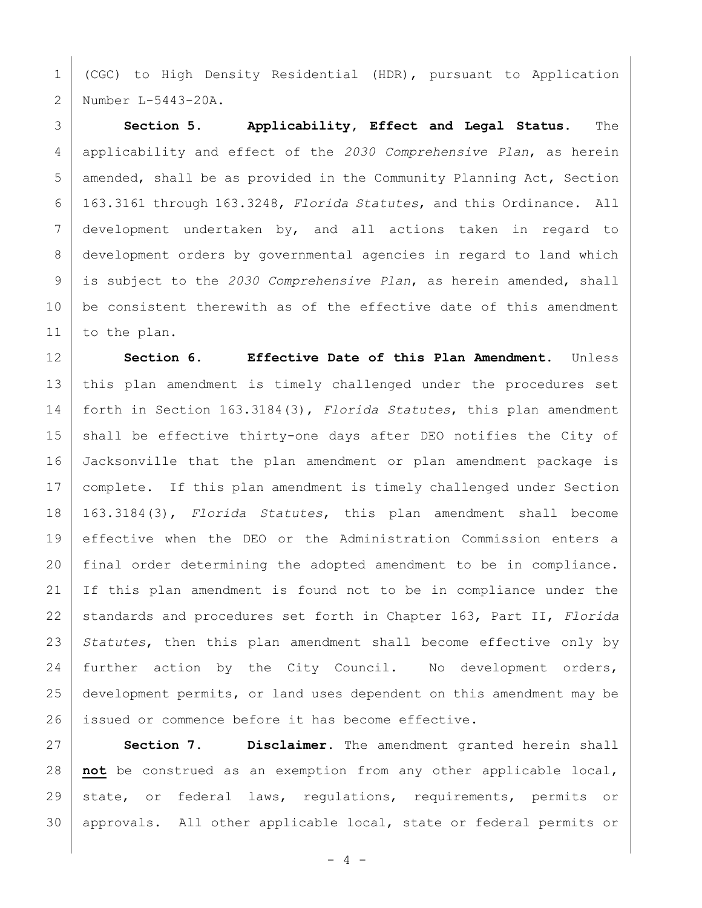(CGC) to High Density Residential (HDR), pursuant to Application Number L-5443-20A.

**Section 5. Applicability, Effect and Legal Status.** The applicability and effect of the *2030 Comprehensive Plan*, as herein amended, shall be as provided in the Community Planning Act, Section 163.3161 through 163.3248, *Florida Statutes*, and this Ordinance. All development undertaken by, and all actions taken in regard to development orders by governmental agencies in regard to land which is subject to the *2030 Comprehensive Plan*, as herein amended, shall be consistent therewith as of the effective date of this amendment to the plan.

**Section 6. Effective Date of this Plan Amendment.** Unless this plan amendment is timely challenged under the procedures set forth in Section 163.3184(3), *Florida Statutes*, this plan amendment shall be effective thirty-one days after DEO notifies the City of Jacksonville that the plan amendment or plan amendment package is complete. If this plan amendment is timely challenged under Section 163.3184(3), *Florida Statutes*, this plan amendment shall become effective when the DEO or the Administration Commission enters a final order determining the adopted amendment to be in compliance. If this plan amendment is found not to be in compliance under the standards and procedures set forth in Chapter 163, Part II, *Florida Statutes*, then this plan amendment shall become effective only by further action by the City Council. No development orders, development permits, or land uses dependent on this amendment may be issued or commence before it has become effective.

**Section 7. Disclaimer.** The amendment granted herein shall **not** be construed as an exemption from any other applicable local, state, or federal laws, regulations, requirements, permits or approvals. All other applicable local, state or federal permits or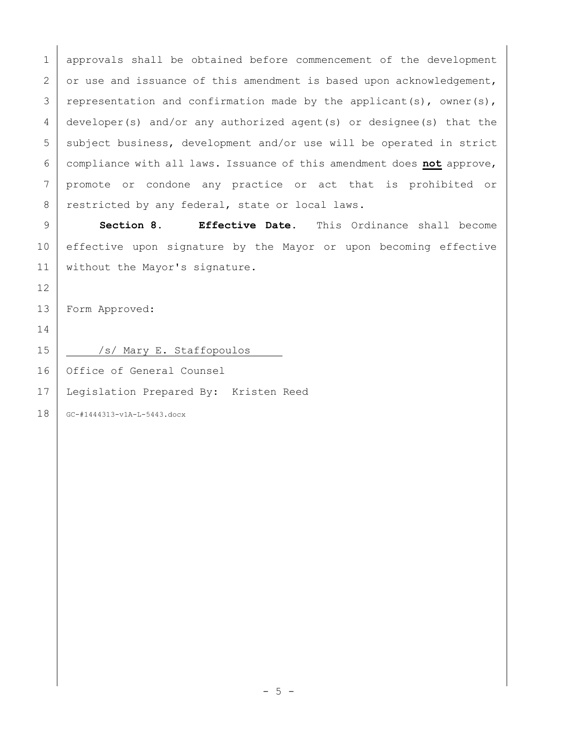approvals shall be obtained before commencement of the development or use and issuance of this amendment is based upon acknowledgement, representation and confirmation made by the applicant(s), owner(s), developer(s) and/or any authorized agent(s) or designee(s) that the subject business, development and/or use will be operated in strict compliance with all laws. Issuance of this amendment does **not** approve, promote or condone any practice or act that is prohibited or restricted by any federal, state or local laws.

**Section 8. Effective Date.** This Ordinance shall become effective upon signature by the Mayor or upon becoming effective without the Mayor's signature.

Form Approved:

/s/ Mary E. Staffopoulos

Office of General Counsel

Legislation Prepared By: Kristen Reed

GC-#1444313-v1A-L-5443.docx